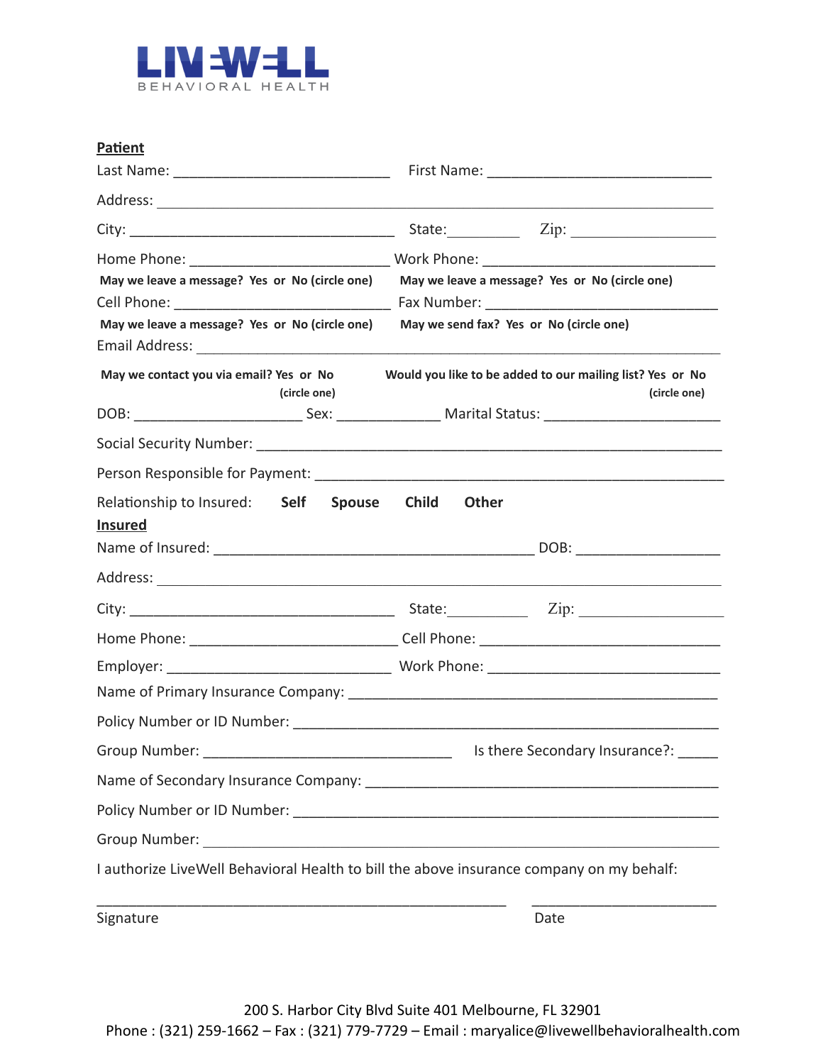# LIVEWELL BEHAVIORAL HEALTH

**Patient**

Last Name: ____________________________ First Name: ____________________________

Address: ______________________________________________________________________

City: ________________________________ State:__________ Zip: ___________________

Home Phone: _________________________ Work Phone: ____________________________

**May we leave a message? Yes or No (circle one)** **May we leave a message? Yes or No (circle one)**

Cell Phone: ___________________________ Fax Number: ____________________________

**May we leave a message? Yes or No (circle one)** **May we send fax? Yes or No (circle one)**

Email Address: _________________________________________________________________

**May we contact you via email? Yes or No (circle one)** **Would you like to be added to our mailing list? Yes or No (circle one)**

DOB: _____________________ Sex: _____________ Marital Status: ______________________

Social Security Number: ___________________________________________________________

Person Responsible for Payment: ____________________________________________________

Relationship to Insured: **Self** **Spouse** **Child** **Other**

**Insured**

Name of Insured: _________________________________________ DOB: __________________

Address: ______________________________________________________________________

City: ________________________________ State:__________ Zip: ___________________

Home Phone: ___________________________ Cell Phone: ______________________________

Employer: ____________________________ Work Phone: ______________________________

Name of Primary Insurance Company: ________________________________________________

Policy Number or ID Number: ______________________________________________________

Group Number: _______________________________ Is there Secondary Insurance?: _____

Name of Secondary Insurance Company: ______________________________________________

Policy Number or ID Number: ______________________________________________________

Group Number: __________________________________________________________________

I authorize LiveWell Behavioral Health to bill the above insurance company on my behalf:

_____________________________________________________ _______________________

Signature Date

200 S. Harbor City Blvd Suite 401 Melbourne, FL 32901

Phone : (321) 259-1662 – Fax : (321) 779-7729 – Email : maryalice@livewellbehavioralhealth.com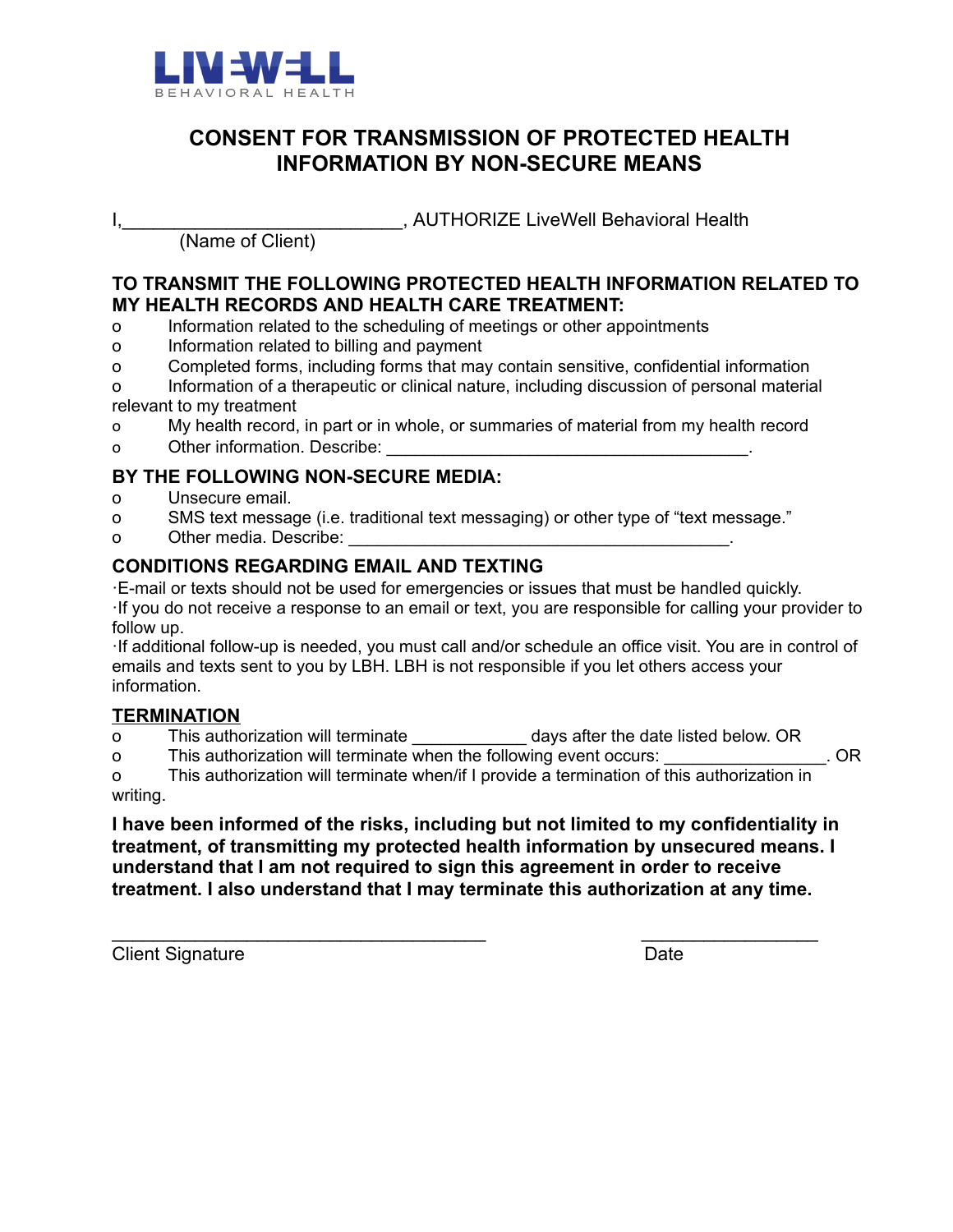LIVEWELL
BEHAVIORAL HEALTH

# CONSENT FOR TRANSMISSION OF PROTECTED HEALTH INFORMATION BY NON-SECURE MEANS

I,___________________________, AUTHORIZE LiveWell Behavioral Health
(Name of Client)

**TO TRANSMIT THE FOLLOWING PROTECTED HEALTH INFORMATION RELATED TO MY HEALTH RECORDS AND HEALTH CARE TREATMENT:**

- o Information related to the scheduling of meetings or other appointments
- o Information related to billing and payment
- o Completed forms, including forms that may contain sensitive, confidential information
- o Information of a therapeutic or clinical nature, including discussion of personal material relevant to my treatment
- o My health record, in part or in whole, or summaries of material from my health record
- o Other information. Describe: _______________________________________.

**BY THE FOLLOWING NON-SECURE MEDIA:**

- o Unsecure email.
- o SMS text message (i.e. traditional text messaging) or other type of "text message."
- o Other media. Describe: __________________________________________.

**CONDITIONS REGARDING EMAIL AND TEXTING**

·E-mail or texts should not be used for emergencies or issues that must be handled quickly.
·If you do not receive a response to an email or text, you are responsible for calling your provider to follow up.
·If additional follow-up is needed, you must call and/or schedule an office visit. You are in control of emails and texts sent to you by LBH. LBH is not responsible if you let others access your information.

**TERMINATION**

- o This authorization will terminate ____________ days after the date listed below. OR
- o This authorization will terminate when the following event occurs: ________________. OR
- o This authorization will terminate when/if I provide a termination of this authorization in writing.

**I have been informed of the risks, including but not limited to my confidentiality in treatment, of transmitting my protected health information by unsecured means. I understand that I am not required to sign this agreement in order to receive treatment. I also understand that I may terminate this authorization at any time.**

_____________________________________ _________________
Client Signature Date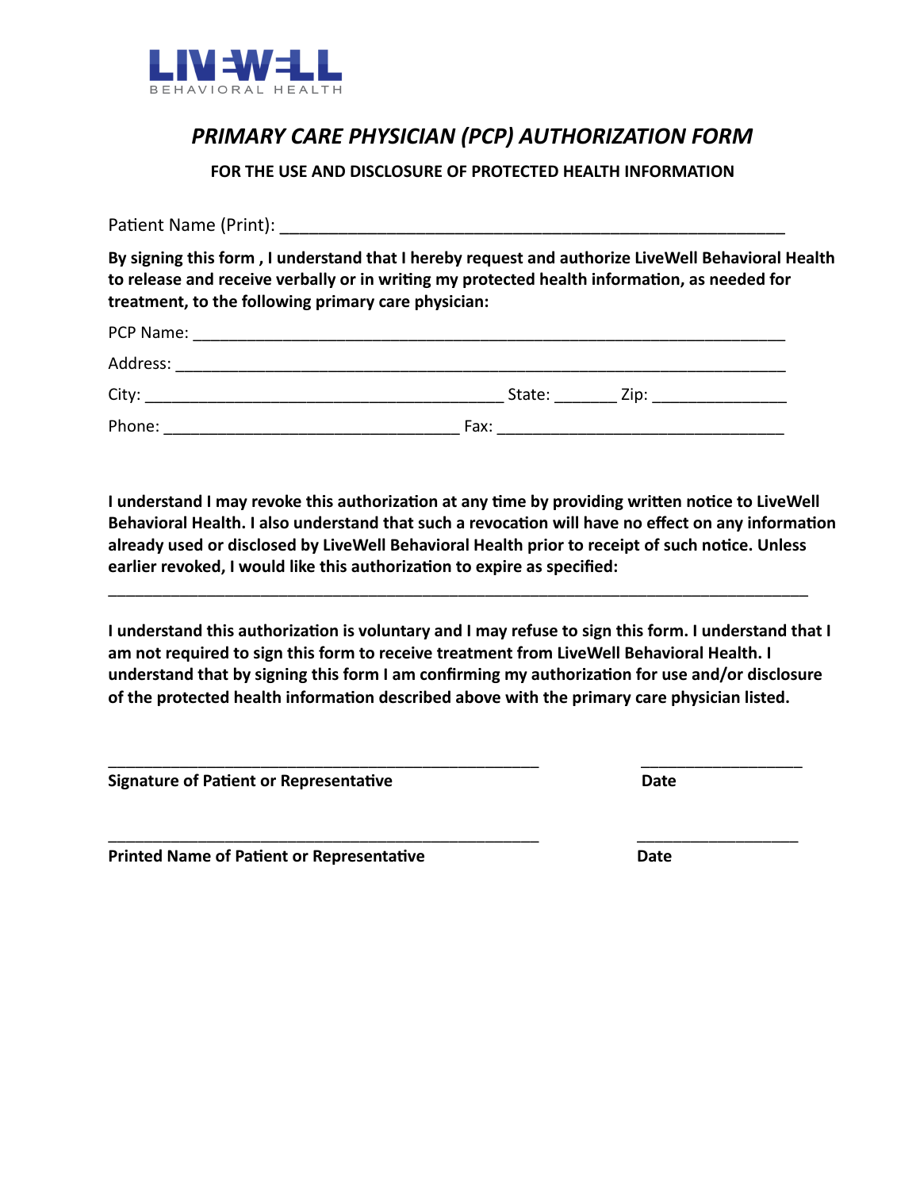LIVEWELL
BEHAVIORAL HEALTH

# *PRIMARY CARE PHYSICIAN (PCP) AUTHORIZATION FORM*

**FOR THE USE AND DISCLOSURE OF PROTECTED HEALTH INFORMATION**

Patient Name (Print): ________________________________________________________

**By signing this form , I understand that I hereby request and authorize LiveWell Behavioral Health to release and receive verbally or in writing my protected health information, as needed for treatment, to the following primary care physician:**

PCP Name: ____________________________________________________________________

Address: ______________________________________________________________________

City: ________________________________________ State: _______ Zip: _______________

Phone: __________________________________ Fax: _________________________________

**I understand I may revoke this authorization at any time by providing written notice to LiveWell Behavioral Health. I also understand that such a revocation will have no effect on any information already used or disclosed by LiveWell Behavioral Health prior to receipt of such notice. Unless earlier revoked, I would like this authorization to expire as specified:**

_______________________________________________________________________________

**I understand this authorization is voluntary and I may refuse to sign this form. I understand that I am not required to sign this form to receive treatment from LiveWell Behavioral Health. I understand that by signing this form I am confirming my authorization for use and/or disclosure of the protected health information described above with the primary care physician listed.**

_________________________________________________ __________________

**Signature of Patient or Representative** **Date**

_________________________________________________ __________________

**Printed Name of Patient or Representative** **Date**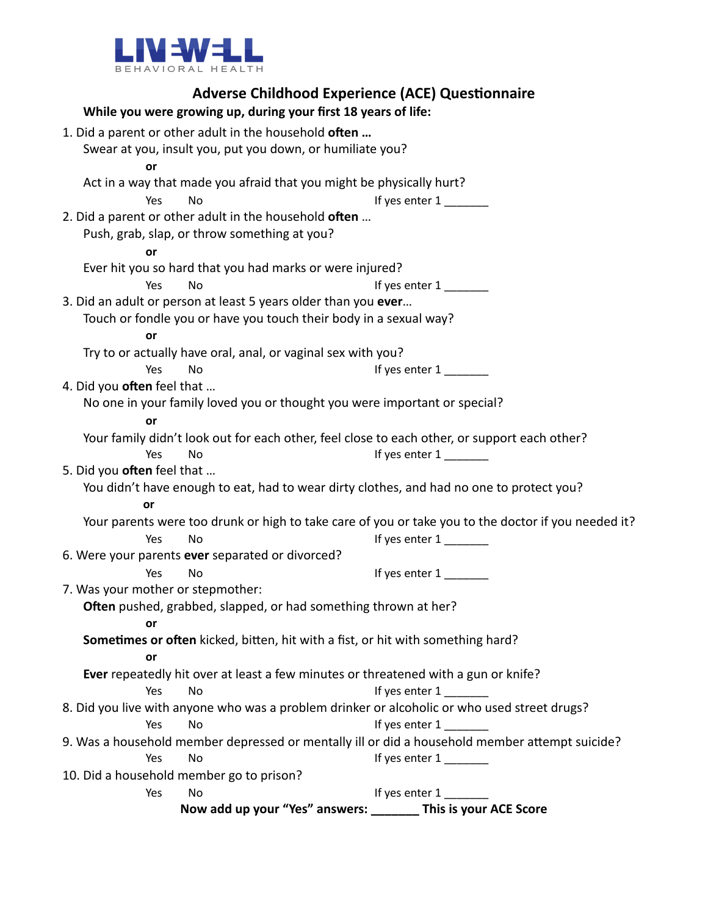LIVEWELL BEHAVIORAL HEALTH

# Adverse Childhood Experience (ACE) Questionnaire

**While you were growing up, during your first 18 years of life:**

1. Did a parent or other adult in the household **often …**
   Swear at you, insult you, put you down, or humiliate you?
   **or**
   Act in a way that made you afraid that you might be physically hurt?
   Yes No If yes enter 1 _______

2. Did a parent or other adult in the household **often** …
   Push, grab, slap, or throw something at you?
   **or**
   Ever hit you so hard that you had marks or were injured?
   Yes No If yes enter 1 _______

3. Did an adult or person at least 5 years older than you **ever**…
   Touch or fondle you or have you touch their body in a sexual way?
   **or**
   Try to or actually have oral, anal, or vaginal sex with you?
   Yes No If yes enter 1 _______

4. Did you **often** feel that …
   No one in your family loved you or thought you were important or special?
   **or**
   Your family didn't look out for each other, feel close to each other, or support each other?
   Yes No If yes enter 1 _______

5. Did you **often** feel that …
   You didn't have enough to eat, had to wear dirty clothes, and had no one to protect you?
   **or**
   Your parents were too drunk or high to take care of you or take you to the doctor if you needed it?
   Yes No If yes enter 1 _______

6. Were your parents **ever** separated or divorced?
   Yes No If yes enter 1 _______

7. Was your mother or stepmother:
   **Often** pushed, grabbed, slapped, or had something thrown at her?
   **or**
   **Sometimes or often** kicked, bitten, hit with a fist, or hit with something hard?
   **or**
   **Ever** repeatedly hit over at least a few minutes or threatened with a gun or knife?
   Yes No If yes enter 1 _______

8. Did you live with anyone who was a problem drinker or alcoholic or who used street drugs?
   Yes No If yes enter 1 _______

9. Was a household member depressed or mentally ill or did a household member attempt suicide?
   Yes No If yes enter 1 _______

10. Did a household member go to prison?
    Yes No If yes enter 1 _______

**Now add up your "Yes" answers: _______ This is your ACE Score**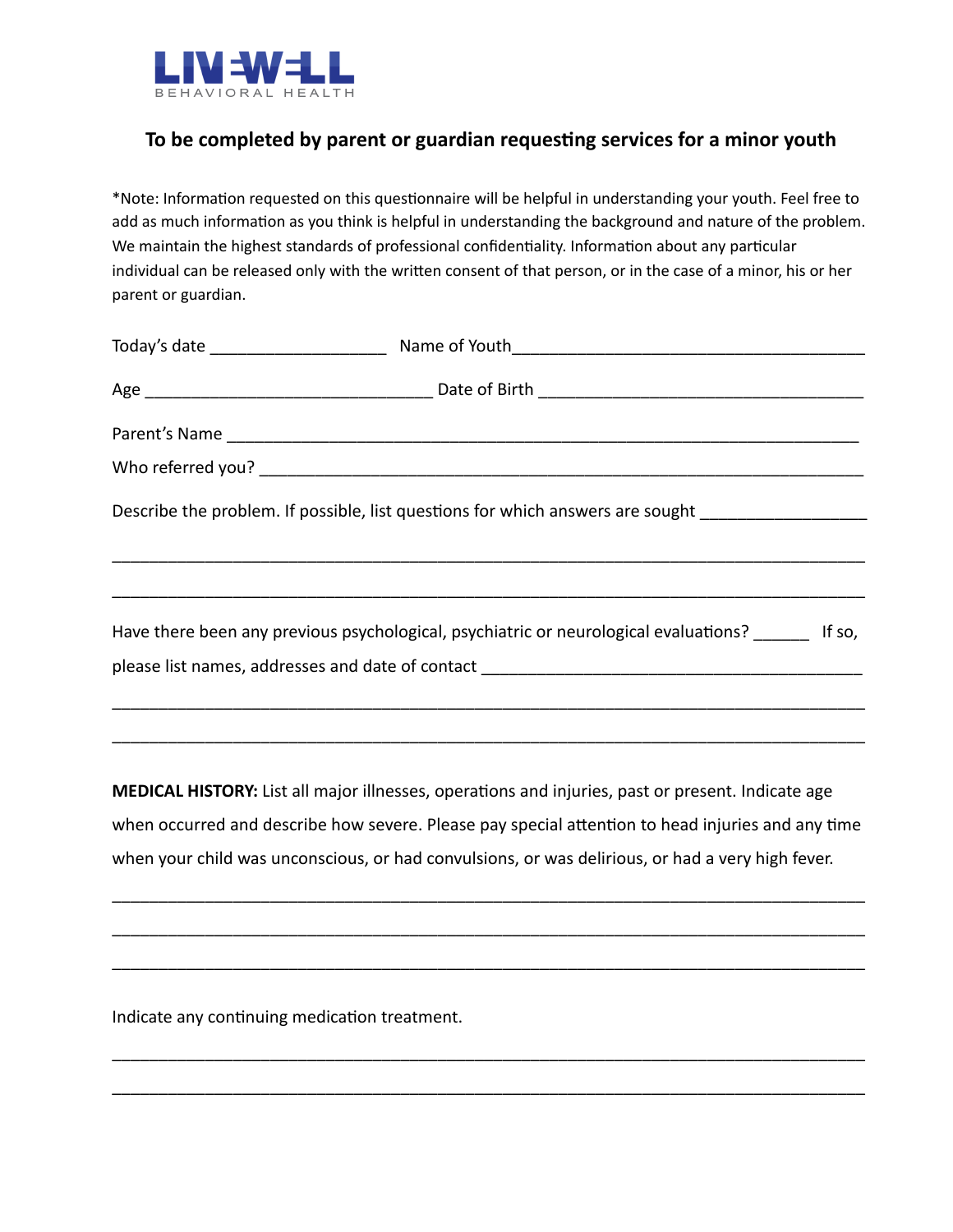LIVEWELL BEHAVIORAL HEALTH

## To be completed by parent or guardian requesting services for a minor youth

*Note: Information requested on this questionnaire will be helpful in understanding your youth. Feel free to add as much information as you think is helpful in understanding the background and nature of the problem. We maintain the highest standards of professional confidentiality. Information about any particular individual can be released only with the written consent of that person, or in the case of a minor, his or her parent or guardian.

Today's date ___________________ Name of Youth_____________________________________

Age ______________________________ Date of Birth __________________________________

Parent's Name ___________________________________________________________________

Who referred you? ________________________________________________________________

Describe the problem. If possible, list questions for which answers are sought _________________

_________________________________________________________________________________

_________________________________________________________________________________

Have there been any previous psychological, psychiatric or neurological evaluations? ______ If so, please list names, addresses and date of contact _________________________________________

_________________________________________________________________________________

_________________________________________________________________________________

**MEDICAL HISTORY:** List all major illnesses, operations and injuries, past or present. Indicate age when occurred and describe how severe. Please pay special attention to head injuries and any time when your child was unconscious, or had convulsions, or was delirious, or had a very high fever.

_________________________________________________________________________________

_________________________________________________________________________________

_________________________________________________________________________________

Indicate any continuing medication treatment.

_________________________________________________________________________________

_________________________________________________________________________________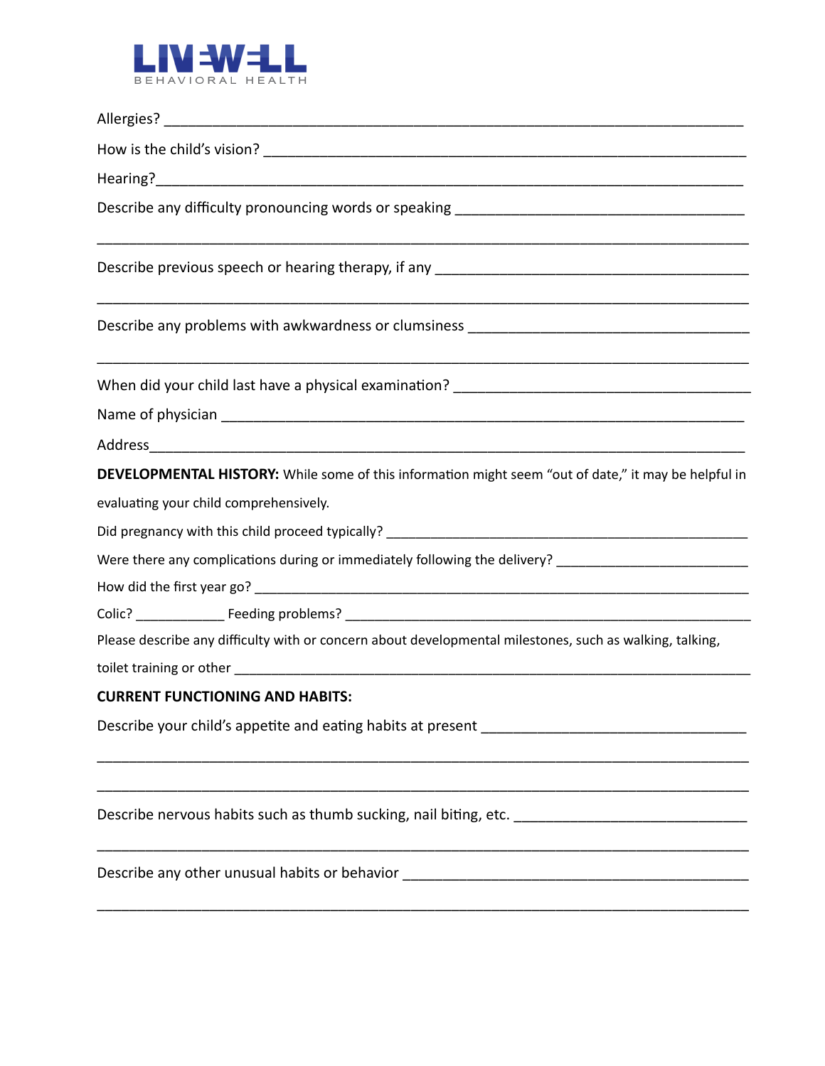LIVEWELL BEHAVIORAL HEALTH

Allergies? ___________________________________________________________________________

How is the child's vision? _______________________________________________________________

Hearing?______________________________________________________________________________

Describe any difficulty pronouncing words or speaking ____________________________________

______________________________________________________________________________________

Describe previous speech or hearing therapy, if any ________________________________________

______________________________________________________________________________________

Describe any problems with awkwardness or clumsiness ____________________________________

______________________________________________________________________________________

When did your child last have a physical examination? _____________________________________

Name of physician _____________________________________________________________________

Address________________________________________________________________________________

**DEVELOPMENTAL HISTORY:** While some of this information might seem "out of date," it may be helpful in evaluating your child comprehensively.

Did pregnancy with this child proceed typically? ___________________________________________

Were there any complications during or immediately following the delivery? _________________

How did the first year go? _______________________________________________________________

Colic? ____________ Feeding problems? ____________________________________________________

Please describe any difficulty with or concern about developmental milestones, such as walking, talking, toilet training or other ___________________________________________________________

**CURRENT FUNCTIONING AND HABITS:**

Describe your child's appetite and eating habits at present _________________________________

______________________________________________________________________________________

______________________________________________________________________________________

Describe nervous habits such as thumb sucking, nail biting, etc. ____________________________

______________________________________________________________________________________

Describe any other unusual habits or behavior _____________________________________________

______________________________________________________________________________________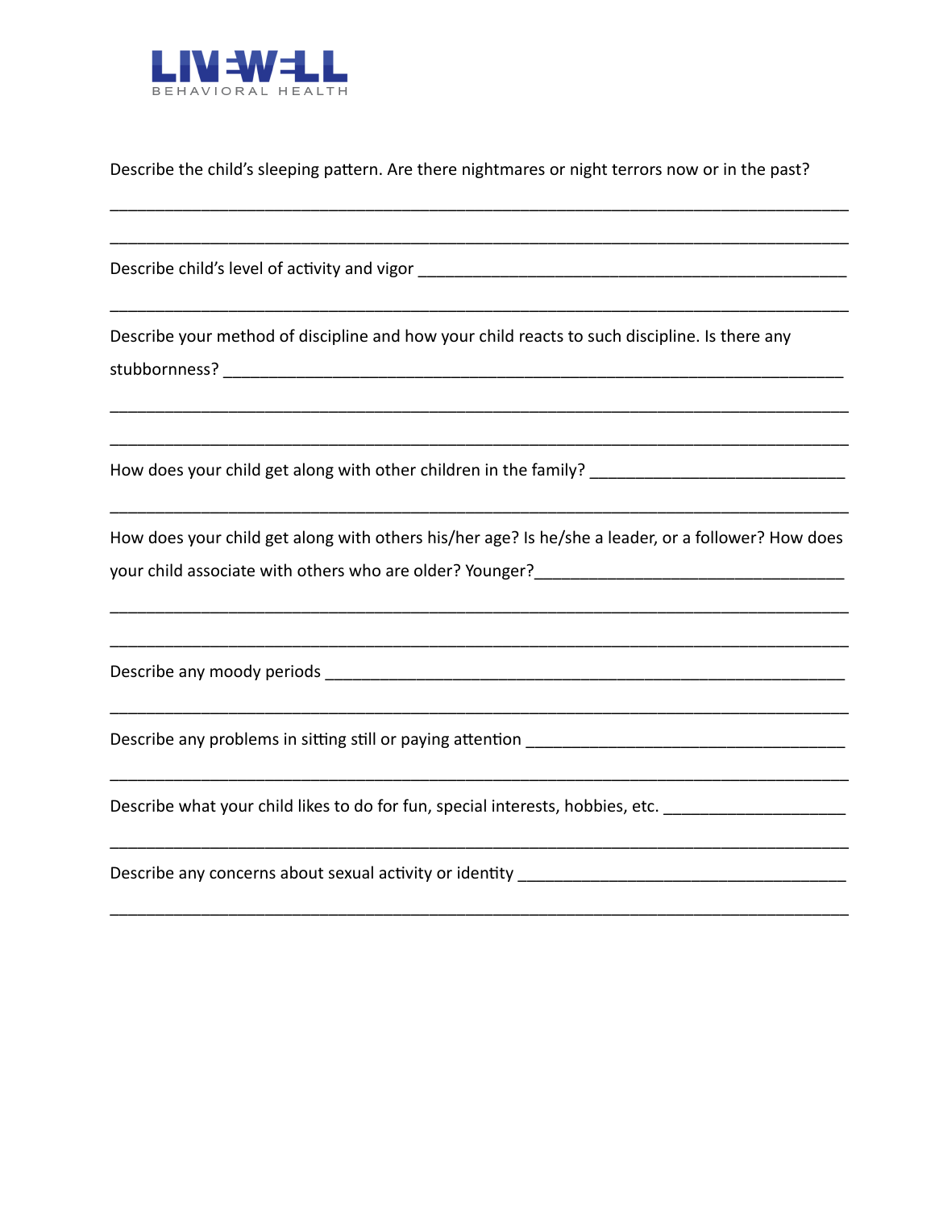Describe the child's sleeping pattern. Are there nightmares or night terrors now or in the past?

_______________________________________________________________________________

_______________________________________________________________________________

Describe child's level of activity and vigor _____________________________________________

_______________________________________________________________________________

Describe your method of discipline and how your child reacts to such discipline. Is there any stubbornness? ___________________________________________________________________

_______________________________________________________________________________

_______________________________________________________________________________

How does your child get along with other children in the family? ____________________________

_______________________________________________________________________________

How does your child get along with others his/her age? Is he/she a leader, or a follower? How does your child associate with others who are older? Younger?__________________________________

_______________________________________________________________________________

_______________________________________________________________________________

Describe any moody periods _________________________________________________________

_______________________________________________________________________________

Describe any problems in sitting still or paying attention ____________________________________

_______________________________________________________________________________

Describe what your child likes to do for fun, special interests, hobbies, etc. ____________________

_______________________________________________________________________________

Describe any concerns about sexual activity or identity ____________________________________

_______________________________________________________________________________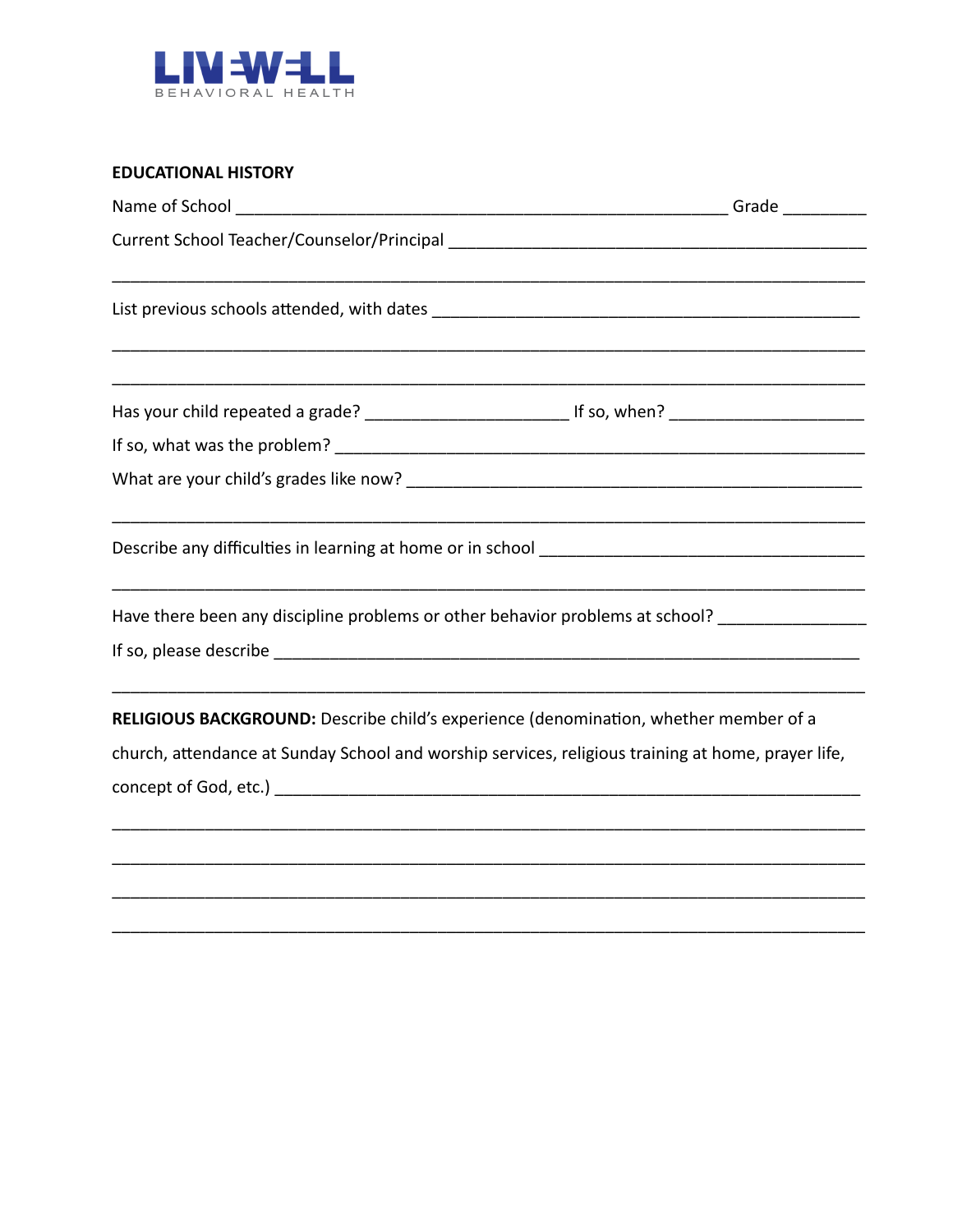LIVEWELL BEHAVIORAL HEALTH

**EDUCATIONAL HISTORY**

Name of School _______________________________________________ Grade _________

Current School Teacher/Counselor/Principal _________________________________________

___________________________________________________________________________

List previous schools attended, with dates __________________________________________

___________________________________________________________________________

___________________________________________________________________________

Has your child repeated a grade? ____________________ If so, when? ___________________

If so, what was the problem? ____________________________________________________

What are your child's grades like now? _____________________________________________

___________________________________________________________________________

Describe any difficulties in learning at home or in school _______________________________

___________________________________________________________________________

Have there been any discipline problems or other behavior problems at school? _____________

If so, please describe ___________________________________________________________

___________________________________________________________________________

**RELIGIOUS BACKGROUND:** Describe child's experience (denomination, whether member of a church, attendance at Sunday School and worship services, religious training at home, prayer life, concept of God, etc.) ___________________________________________________________

___________________________________________________________________________

___________________________________________________________________________

___________________________________________________________________________

___________________________________________________________________________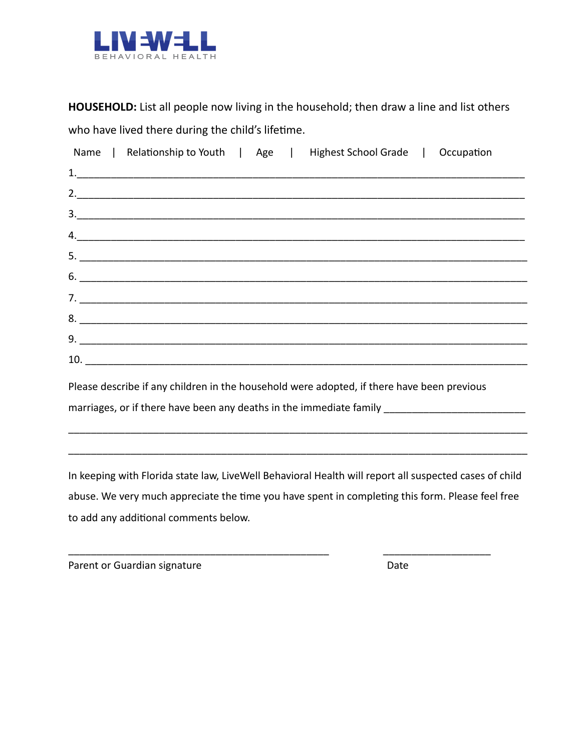LIVEWELL
BEHAVIORAL HEALTH

**HOUSEHOLD:** List all people now living in the household; then draw a line and list others who have lived there during the child's lifetime.

Name | Relationship to Youth | Age | Highest School Grade | Occupation

1.______________________________________________________________________________

2.______________________________________________________________________________

3.______________________________________________________________________________

4.______________________________________________________________________________

5. ______________________________________________________________________________

6. ______________________________________________________________________________

7. ______________________________________________________________________________

8. ______________________________________________________________________________

9. ______________________________________________________________________________

10. _____________________________________________________________________________

Please describe if any children in the household were adopted, if there have been previous marriages, or if there have been any deaths in the immediate family _________________________

________________________________________________________________________________

________________________________________________________________________________

In keeping with Florida state law, LiveWell Behavioral Health will report all suspected cases of child abuse. We very much appreciate the time you have spent in completing this form. Please feel free to add any additional comments below.

_______________________________________________          ____________________

Parent or Guardian signature                                                    Date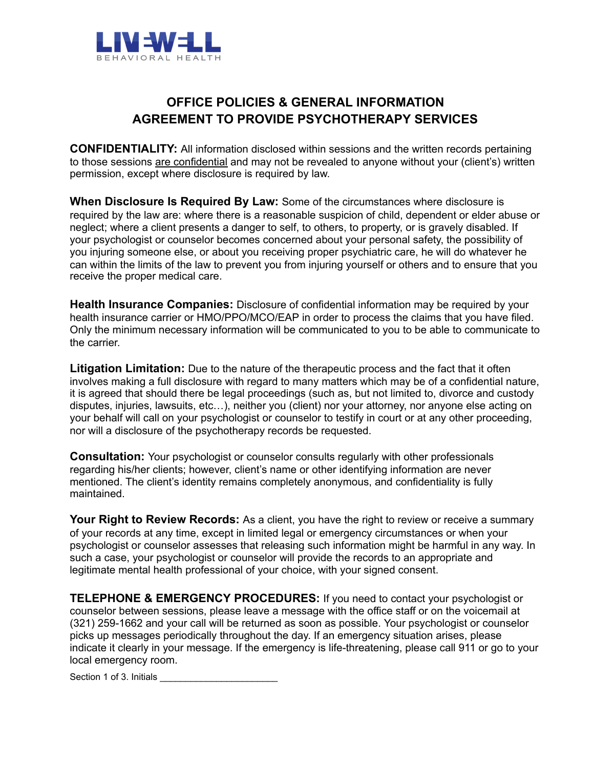LIVEWELL
BEHAVIORAL HEALTH

# OFFICE POLICIES & GENERAL INFORMATION
# AGREEMENT TO PROVIDE PSYCHOTHERAPY SERVICES

**CONFIDENTIALITY:** All information disclosed within sessions and the written records pertaining to those sessions are confidential and may not be revealed to anyone without your (client's) written permission, except where disclosure is required by law.

**When Disclosure Is Required By Law:** Some of the circumstances where disclosure is required by the law are: where there is a reasonable suspicion of child, dependent or elder abuse or neglect; where a client presents a danger to self, to others, to property, or is gravely disabled. If your psychologist or counselor becomes concerned about your personal safety, the possibility of you injuring someone else, or about you receiving proper psychiatric care, he will do whatever he can within the limits of the law to prevent you from injuring yourself or others and to ensure that you receive the proper medical care.

**Health Insurance Companies:** Disclosure of confidential information may be required by your health insurance carrier or HMO/PPO/MCO/EAP in order to process the claims that you have filed. Only the minimum necessary information will be communicated to you to be able to communicate to the carrier.

**Litigation Limitation:** Due to the nature of the therapeutic process and the fact that it often involves making a full disclosure with regard to many matters which may be of a confidential nature, it is agreed that should there be legal proceedings (such as, but not limited to, divorce and custody disputes, injuries, lawsuits, etc…), neither you (client) nor your attorney, nor anyone else acting on your behalf will call on your psychologist or counselor to testify in court or at any other proceeding, nor will a disclosure of the psychotherapy records be requested.

**Consultation:** Your psychologist or counselor consults regularly with other professionals regarding his/her clients; however, client's name or other identifying information are never mentioned. The client's identity remains completely anonymous, and confidentiality is fully maintained.

**Your Right to Review Records:** As a client, you have the right to review or receive a summary of your records at any time, except in limited legal or emergency circumstances or when your psychologist or counselor assesses that releasing such information might be harmful in any way. In such a case, your psychologist or counselor will provide the records to an appropriate and legitimate mental health professional of your choice, with your signed consent.

**TELEPHONE & EMERGENCY PROCEDURES:** If you need to contact your psychologist or counselor between sessions, please leave a message with the office staff or on the voicemail at (321) 259-1662 and your call will be returned as soon as possible. Your psychologist or counselor picks up messages periodically throughout the day. If an emergency situation arises, please indicate it clearly in your message. If the emergency is life-threatening, please call 911 or go to your local emergency room.

Section 1 of 3. Initials ______________________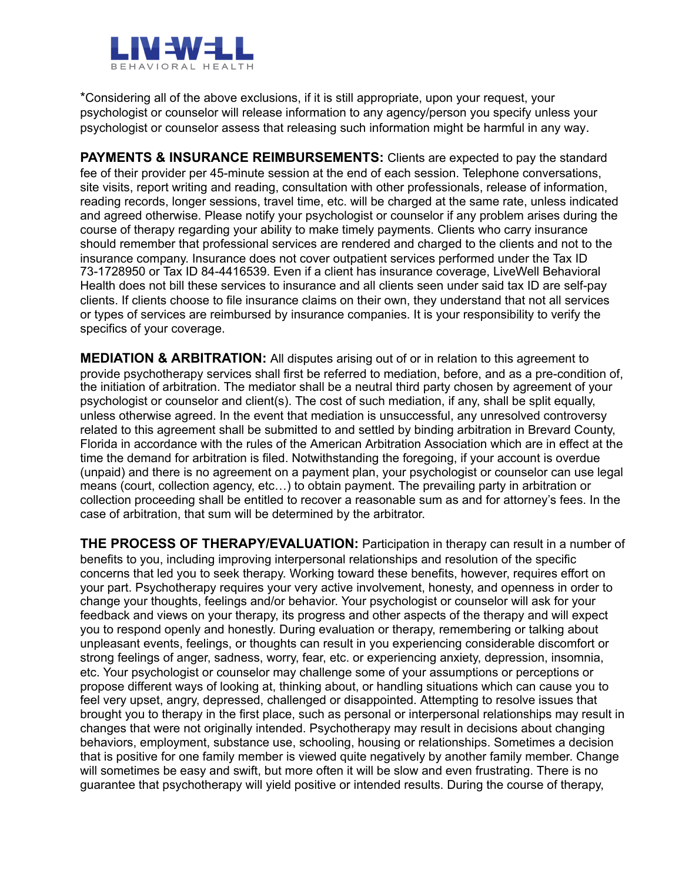*Considering all of the above exclusions, if it is still appropriate, upon your request, your psychologist or counselor will release information to any agency/person you specify unless your psychologist or counselor assess that releasing such information might be harmful in any way.

**PAYMENTS & INSURANCE REIMBURSEMENTS:** Clients are expected to pay the standard fee of their provider per 45-minute session at the end of each session. Telephone conversations, site visits, report writing and reading, consultation with other professionals, release of information, reading records, longer sessions, travel time, etc. will be charged at the same rate, unless indicated and agreed otherwise. Please notify your psychologist or counselor if any problem arises during the course of therapy regarding your ability to make timely payments. Clients who carry insurance should remember that professional services are rendered and charged to the clients and not to the insurance company. Insurance does not cover outpatient services performed under the Tax ID 73-1728950 or Tax ID 84-4416539. Even if a client has insurance coverage, LiveWell Behavioral Health does not bill these services to insurance and all clients seen under said tax ID are self-pay clients. If clients choose to file insurance claims on their own, they understand that not all services or types of services are reimbursed by insurance companies. It is your responsibility to verify the specifics of your coverage.

**MEDIATION & ARBITRATION:** All disputes arising out of or in relation to this agreement to provide psychotherapy services shall first be referred to mediation, before, and as a pre-condition of, the initiation of arbitration. The mediator shall be a neutral third party chosen by agreement of your psychologist or counselor and client(s). The cost of such mediation, if any, shall be split equally, unless otherwise agreed. In the event that mediation is unsuccessful, any unresolved controversy related to this agreement shall be submitted to and settled by binding arbitration in Brevard County, Florida in accordance with the rules of the American Arbitration Association which are in effect at the time the demand for arbitration is filed. Notwithstanding the foregoing, if your account is overdue (unpaid) and there is no agreement on a payment plan, your psychologist or counselor can use legal means (court, collection agency, etc…) to obtain payment. The prevailing party in arbitration or collection proceeding shall be entitled to recover a reasonable sum as and for attorney's fees. In the case of arbitration, that sum will be determined by the arbitrator.

**THE PROCESS OF THERAPY/EVALUATION:** Participation in therapy can result in a number of benefits to you, including improving interpersonal relationships and resolution of the specific concerns that led you to seek therapy. Working toward these benefits, however, requires effort on your part. Psychotherapy requires your very active involvement, honesty, and openness in order to change your thoughts, feelings and/or behavior. Your psychologist or counselor will ask for your feedback and views on your therapy, its progress and other aspects of the therapy and will expect you to respond openly and honestly. During evaluation or therapy, remembering or talking about unpleasant events, feelings, or thoughts can result in you experiencing considerable discomfort or strong feelings of anger, sadness, worry, fear, etc. or experiencing anxiety, depression, insomnia, etc. Your psychologist or counselor may challenge some of your assumptions or perceptions or propose different ways of looking at, thinking about, or handling situations which can cause you to feel very upset, angry, depressed, challenged or disappointed. Attempting to resolve issues that brought you to therapy in the first place, such as personal or interpersonal relationships may result in changes that were not originally intended. Psychotherapy may result in decisions about changing behaviors, employment, substance use, schooling, housing or relationships. Sometimes a decision that is positive for one family member is viewed quite negatively by another family member. Change will sometimes be easy and swift, but more often it will be slow and even frustrating. There is no guarantee that psychotherapy will yield positive or intended results. During the course of therapy,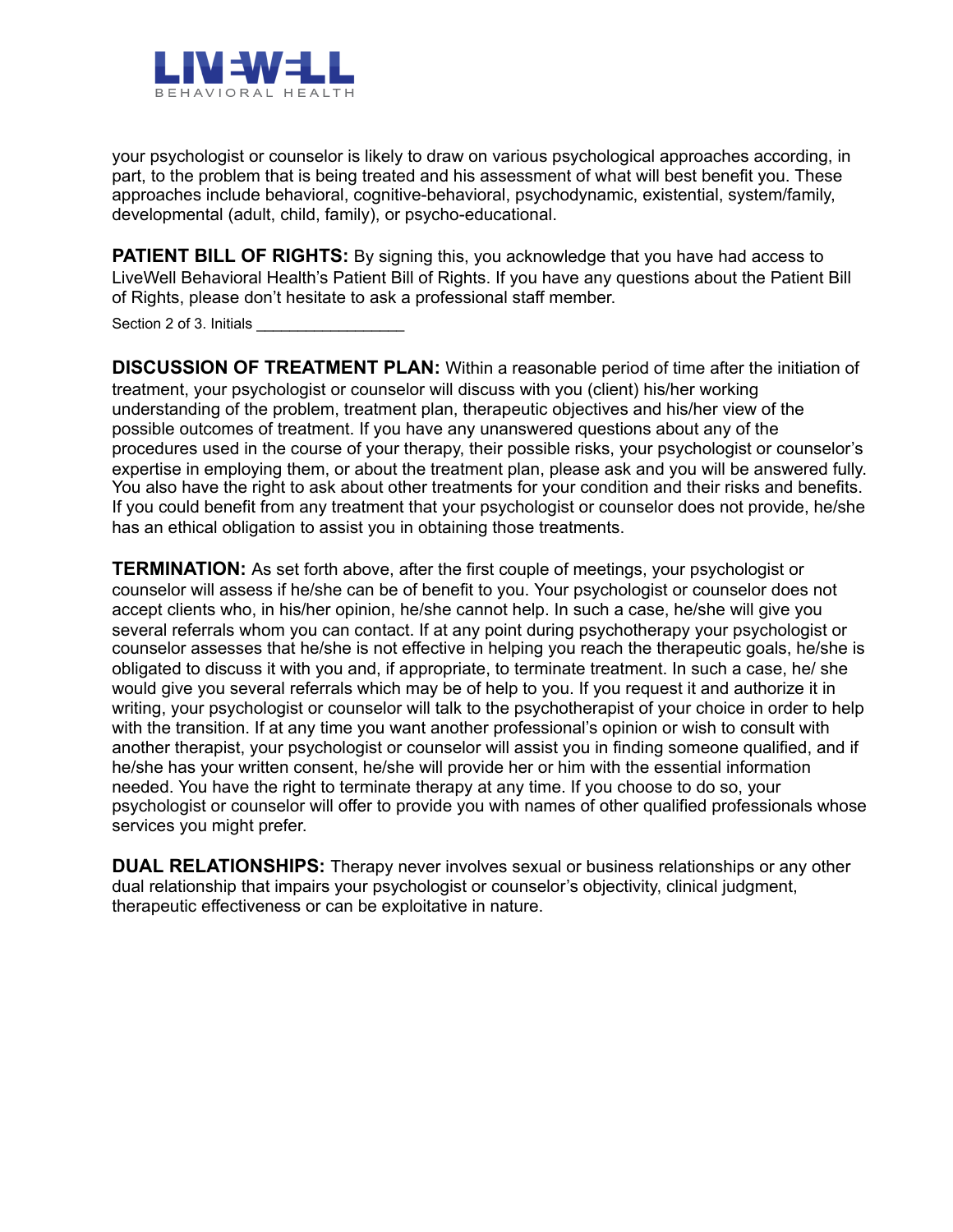your psychologist or counselor is likely to draw on various psychological approaches according, in part, to the problem that is being treated and his assessment of what will best benefit you. These approaches include behavioral, cognitive-behavioral, psychodynamic, existential, system/family, developmental (adult, child, family), or psycho-educational.

**PATIENT BILL OF RIGHTS:** By signing this, you acknowledge that you have had access to LiveWell Behavioral Health's Patient Bill of Rights. If you have any questions about the Patient Bill of Rights, please don't hesitate to ask a professional staff member.

Section 2 of 3. Initials ________________

**DISCUSSION OF TREATMENT PLAN:** Within a reasonable period of time after the initiation of treatment, your psychologist or counselor will discuss with you (client) his/her working understanding of the problem, treatment plan, therapeutic objectives and his/her view of the possible outcomes of treatment. If you have any unanswered questions about any of the procedures used in the course of your therapy, their possible risks, your psychologist or counselor's expertise in employing them, or about the treatment plan, please ask and you will be answered fully. You also have the right to ask about other treatments for your condition and their risks and benefits. If you could benefit from any treatment that your psychologist or counselor does not provide, he/she has an ethical obligation to assist you in obtaining those treatments.

**TERMINATION:** As set forth above, after the first couple of meetings, your psychologist or counselor will assess if he/she can be of benefit to you. Your psychologist or counselor does not accept clients who, in his/her opinion, he/she cannot help. In such a case, he/she will give you several referrals whom you can contact. If at any point during psychotherapy your psychologist or counselor assesses that he/she is not effective in helping you reach the therapeutic goals, he/she is obligated to discuss it with you and, if appropriate, to terminate treatment. In such a case, he/ she would give you several referrals which may be of help to you. If you request it and authorize it in writing, your psychologist or counselor will talk to the psychotherapist of your choice in order to help with the transition. If at any time you want another professional's opinion or wish to consult with another therapist, your psychologist or counselor will assist you in finding someone qualified, and if he/she has your written consent, he/she will provide her or him with the essential information needed. You have the right to terminate therapy at any time. If you choose to do so, your psychologist or counselor will offer to provide you with names of other qualified professionals whose services you might prefer.

**DUAL RELATIONSHIPS:** Therapy never involves sexual or business relationships or any other dual relationship that impairs your psychologist or counselor's objectivity, clinical judgment, therapeutic effectiveness or can be exploitative in nature.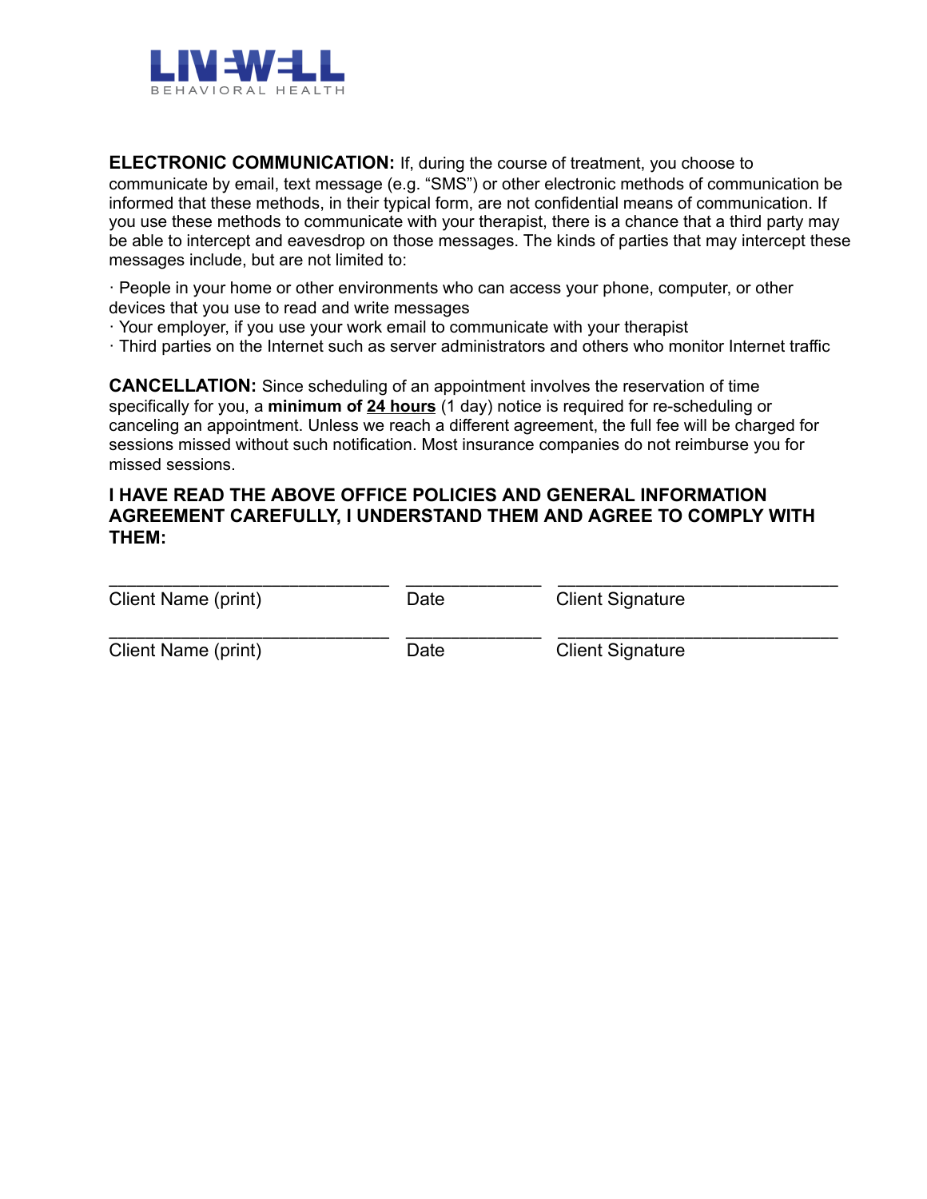**ELECTRONIC COMMUNICATION:** If, during the course of treatment, you choose to communicate by email, text message (e.g. "SMS") or other electronic methods of communication be informed that these methods, in their typical form, are not confidential means of communication. If you use these methods to communicate with your therapist, there is a chance that a third party may be able to intercept and eavesdrop on those messages. The kinds of parties that may intercept these messages include, but are not limited to:

· People in your home or other environments who can access your phone, computer, or other devices that you use to read and write messages
· Your employer, if you use your work email to communicate with your therapist
· Third parties on the Internet such as server administrators and others who monitor Internet traffic

**CANCELLATION:** Since scheduling of an appointment involves the reservation of time specifically for you, a **minimum of 24 hours** (1 day) notice is required for re-scheduling or canceling an appointment. Unless we reach a different agreement, the full fee will be charged for sessions missed without such notification. Most insurance companies do not reimburse you for missed sessions.

**I HAVE READ THE ABOVE OFFICE POLICIES AND GENERAL INFORMATION AGREEMENT CAREFULLY, I UNDERSTAND THEM AND AGREE TO COMPLY WITH THEM:**

| ____________________________ | _____________ | ____________________________ |
|---|---|---|
| Client Name (print) | Date | Client Signature |
| ____________________________ | _____________ | ____________________________ |
| Client Name (print) | Date | Client Signature |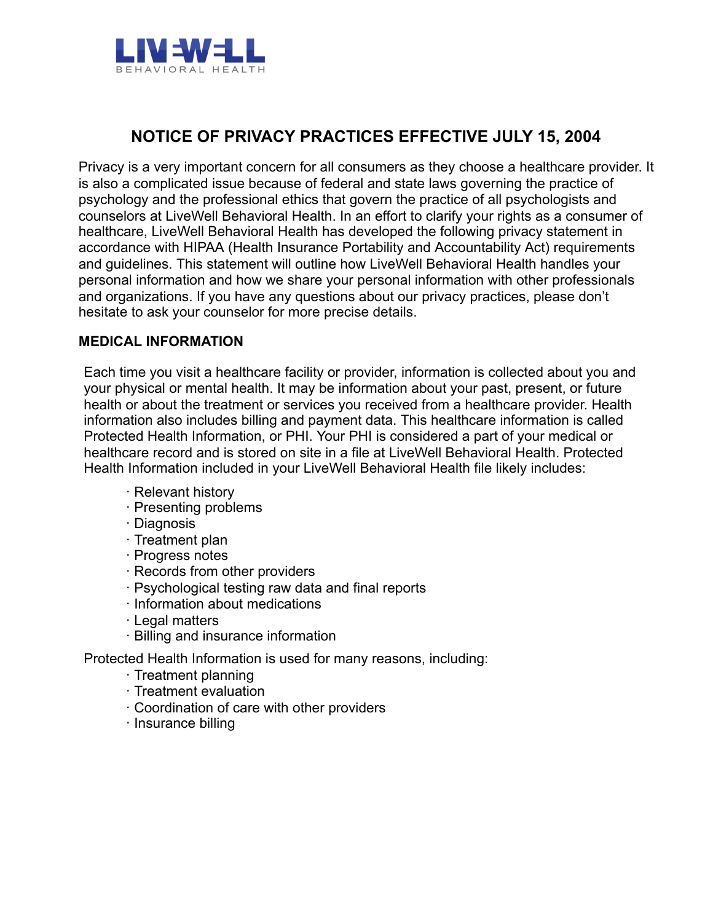## NOTICE OF PRIVACY PRACTICES EFFECTIVE JULY 15, 2004

Privacy is a very important concern for all consumers as they choose a healthcare provider. It is also a complicated issue because of federal and state laws governing the practice of psychology and the professional ethics that govern the practice of all psychologists and counselors at LiveWell Behavioral Health. In an effort to clarify your rights as a consumer of healthcare, LiveWell Behavioral Health has developed the following privacy statement in accordance with HIPAA (Health Insurance Portability and Accountability Act) requirements and guidelines. This statement will outline how LiveWell Behavioral Health handles your personal information and how we share your personal information with other professionals and organizations. If you have any questions about our privacy practices, please don't hesitate to ask your counselor for more precise details.

**MEDICAL INFORMATION**

Each time you visit a healthcare facility or provider, information is collected about you and your physical or mental health. It may be information about your past, present, or future health or about the treatment or services you received from a healthcare provider. Health information also includes billing and payment data. This healthcare information is called Protected Health Information, or PHI. Your PHI is considered a part of your medical or healthcare record and is stored on site in a file at LiveWell Behavioral Health. Protected Health Information included in your LiveWell Behavioral Health file likely includes:

- Relevant history
- Presenting problems
- Diagnosis
- Treatment plan
- Progress notes
- Records from other providers
- Psychological testing raw data and final reports
- Information about medications
- Legal matters
- Billing and insurance information

Protected Health Information is used for many reasons, including:

- Treatment planning
- Treatment evaluation
- Coordination of care with other providers
- Insurance billing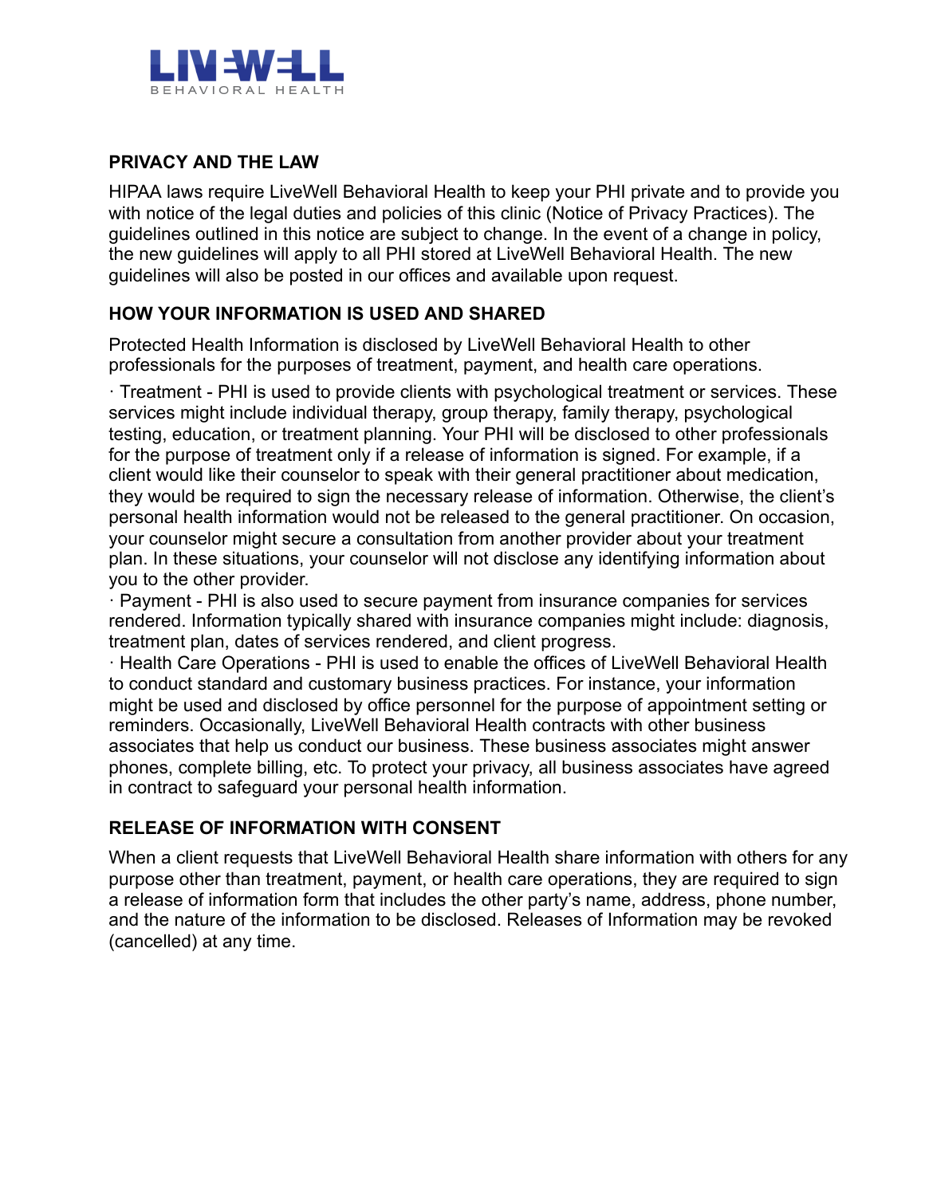## PRIVACY AND THE LAW

HIPAA laws require LiveWell Behavioral Health to keep your PHI private and to provide you with notice of the legal duties and policies of this clinic (Notice of Privacy Practices). The guidelines outlined in this notice are subject to change. In the event of a change in policy, the new guidelines will apply to all PHI stored at LiveWell Behavioral Health. The new guidelines will also be posted in our offices and available upon request.

## HOW YOUR INFORMATION IS USED AND SHARED

Protected Health Information is disclosed by LiveWell Behavioral Health to other professionals for the purposes of treatment, payment, and health care operations.

· Treatment - PHI is used to provide clients with psychological treatment or services. These services might include individual therapy, group therapy, family therapy, psychological testing, education, or treatment planning. Your PHI will be disclosed to other professionals for the purpose of treatment only if a release of information is signed. For example, if a client would like their counselor to speak with their general practitioner about medication, they would be required to sign the necessary release of information. Otherwise, the client's personal health information would not be released to the general practitioner. On occasion, your counselor might secure a consultation from another provider about your treatment plan. In these situations, your counselor will not disclose any identifying information about you to the other provider.

· Payment - PHI is also used to secure payment from insurance companies for services rendered. Information typically shared with insurance companies might include: diagnosis, treatment plan, dates of services rendered, and client progress.

· Health Care Operations - PHI is used to enable the offices of LiveWell Behavioral Health to conduct standard and customary business practices. For instance, your information might be used and disclosed by office personnel for the purpose of appointment setting or reminders. Occasionally, LiveWell Behavioral Health contracts with other business associates that help us conduct our business. These business associates might answer phones, complete billing, etc. To protect your privacy, all business associates have agreed in contract to safeguard your personal health information.

## RELEASE OF INFORMATION WITH CONSENT

When a client requests that LiveWell Behavioral Health share information with others for any purpose other than treatment, payment, or health care operations, they are required to sign a release of information form that includes the other party's name, address, phone number, and the nature of the information to be disclosed. Releases of Information may be revoked (cancelled) at any time.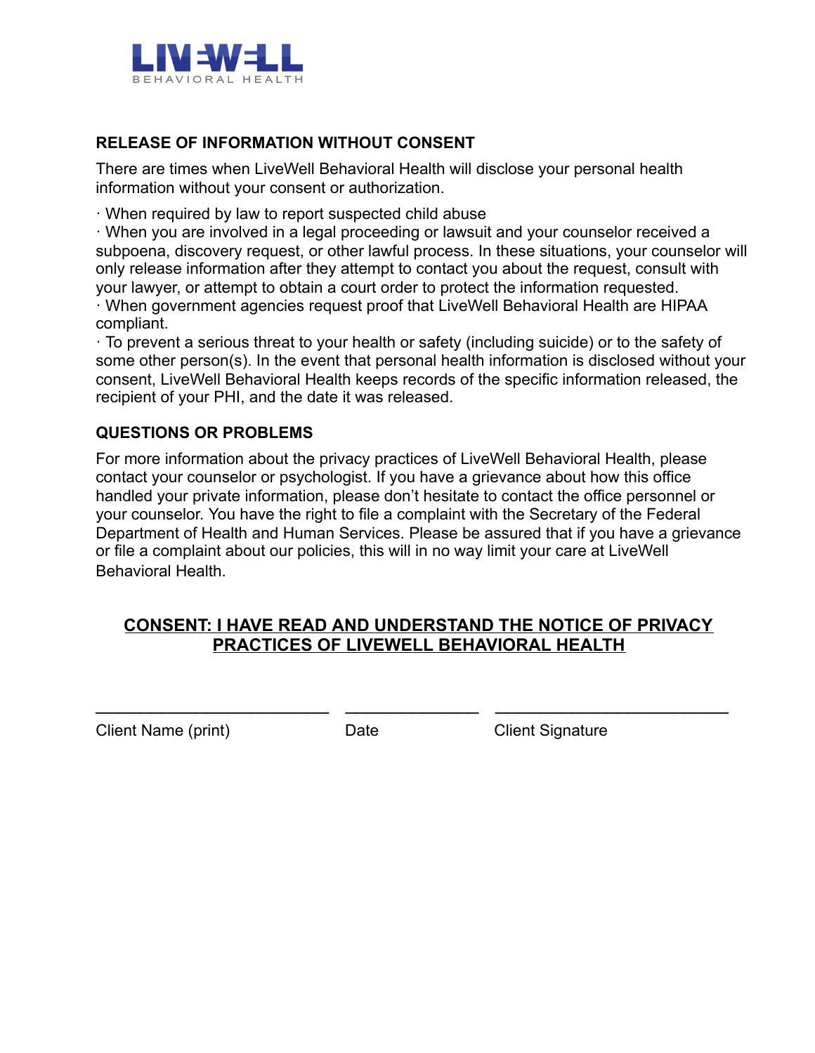LIVEWELL
BEHAVIORAL HEALTH

## RELEASE OF INFORMATION WITHOUT CONSENT

There are times when LiveWell Behavioral Health will disclose your personal health information without your consent or authorization.

· When required by law to report suspected child abuse
· When you are involved in a legal proceeding or lawsuit and your counselor received a subpoena, discovery request, or other lawful process. In these situations, your counselor will only release information after they attempt to contact you about the request, consult with your lawyer, or attempt to obtain a court order to protect the information requested.
· When government agencies request proof that LiveWell Behavioral Health are HIPAA compliant.
· To prevent a serious threat to your health or safety (including suicide) or to the safety of some other person(s). In the event that personal health information is disclosed without your consent, LiveWell Behavioral Health keeps records of the specific information released, the recipient of your PHI, and the date it was released.

## QUESTIONS OR PROBLEMS

For more information about the privacy practices of LiveWell Behavioral Health, please contact your counselor or psychologist. If you have a grievance about how this office handled your private information, please don't hesitate to contact the office personnel or your counselor. You have the right to file a complaint with the Secretary of the Federal Department of Health and Human Services. Please be assured that if you have a grievance or file a complaint about our policies, this will in no way limit your care at LiveWell Behavioral Health.

**CONSENT: I HAVE READ AND UNDERSTAND THE NOTICE OF PRIVACY PRACTICES OF LIVEWELL BEHAVIORAL HEALTH**

___________________________ _______________ ___________________________

Client Name (print) Date Client Signature